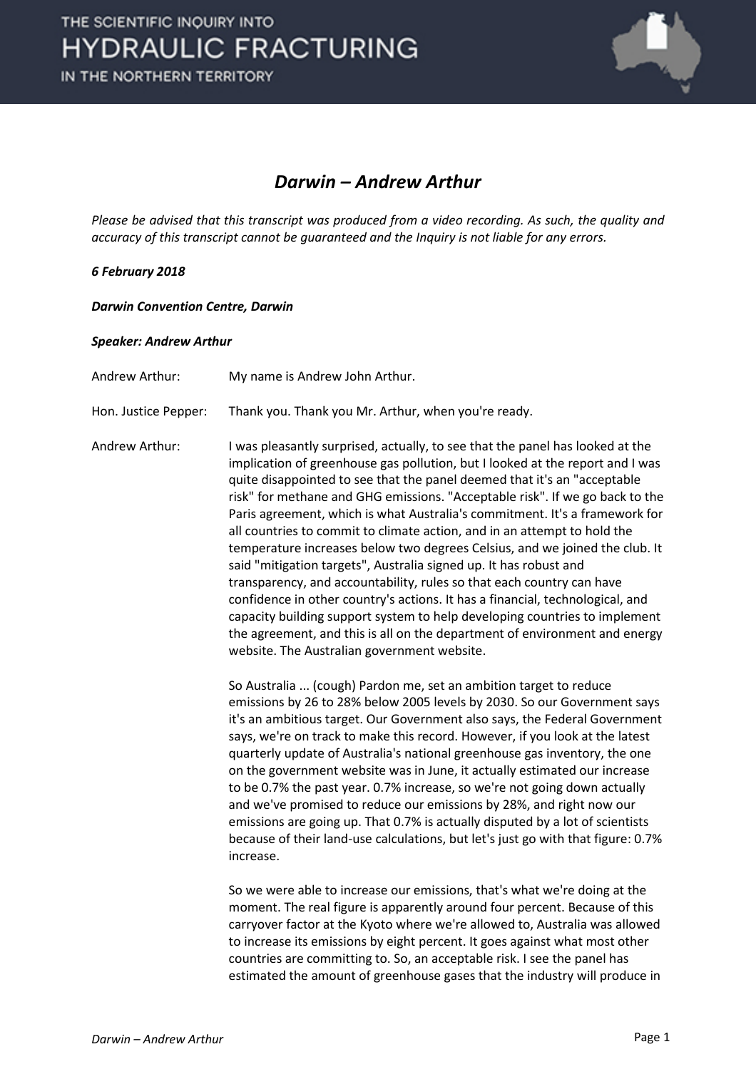# Darwin – Andrew Arthur

*Please be advised that this transcript was produced from a video recording. As such, the quality and accuracy of this transcript cannot be guaranteed and the Inquiry is not liable for any errors.*

***6 February 2018***

***Darwin Convention Centre, Darwin***

***Speaker: Andrew Arthur***

Andrew Arthur: My name is Andrew John Arthur.

Hon. Justice Pepper: Thank you. Thank you Mr. Arthur, when you're ready.

Andrew Arthur: I was pleasantly surprised, actually, to see that the panel has looked at the implication of greenhouse gas pollution, but I looked at the report and I was quite disappointed to see that the panel deemed that it's an "acceptable risk" for methane and GHG emissions. "Acceptable risk". If we go back to the Paris agreement, which is what Australia's commitment. It's a framework for all countries to commit to climate action, and in an attempt to hold the temperature increases below two degrees Celsius, and we joined the club. It said "mitigation targets", Australia signed up. It has robust and transparency, and accountability, rules so that each country can have confidence in other country's actions. It has a financial, technological, and capacity building support system to help developing countries to implement the agreement, and this is all on the department of environment and energy website. The Australian government website.

So Australia ... (cough) Pardon me, set an ambition target to reduce emissions by 26 to 28% below 2005 levels by 2030. So our Government says it's an ambitious target. Our Government also says, the Federal Government says, we're on track to make this record. However, if you look at the latest quarterly update of Australia's national greenhouse gas inventory, the one on the government website was in June, it actually estimated our increase to be 0.7% the past year. 0.7% increase, so we're not going down actually and we've promised to reduce our emissions by 28%, and right now our emissions are going up. That 0.7% is actually disputed by a lot of scientists because of their land-use calculations, but let's just go with that figure: 0.7% increase.

So we were able to increase our emissions, that's what we're doing at the moment. The real figure is apparently around four percent. Because of this carryover factor at the Kyoto where we're allowed to, Australia was allowed to increase its emissions by eight percent. It goes against what most other countries are committing to. So, an acceptable risk. I see the panel has estimated the amount of greenhouse gases that the industry will produce in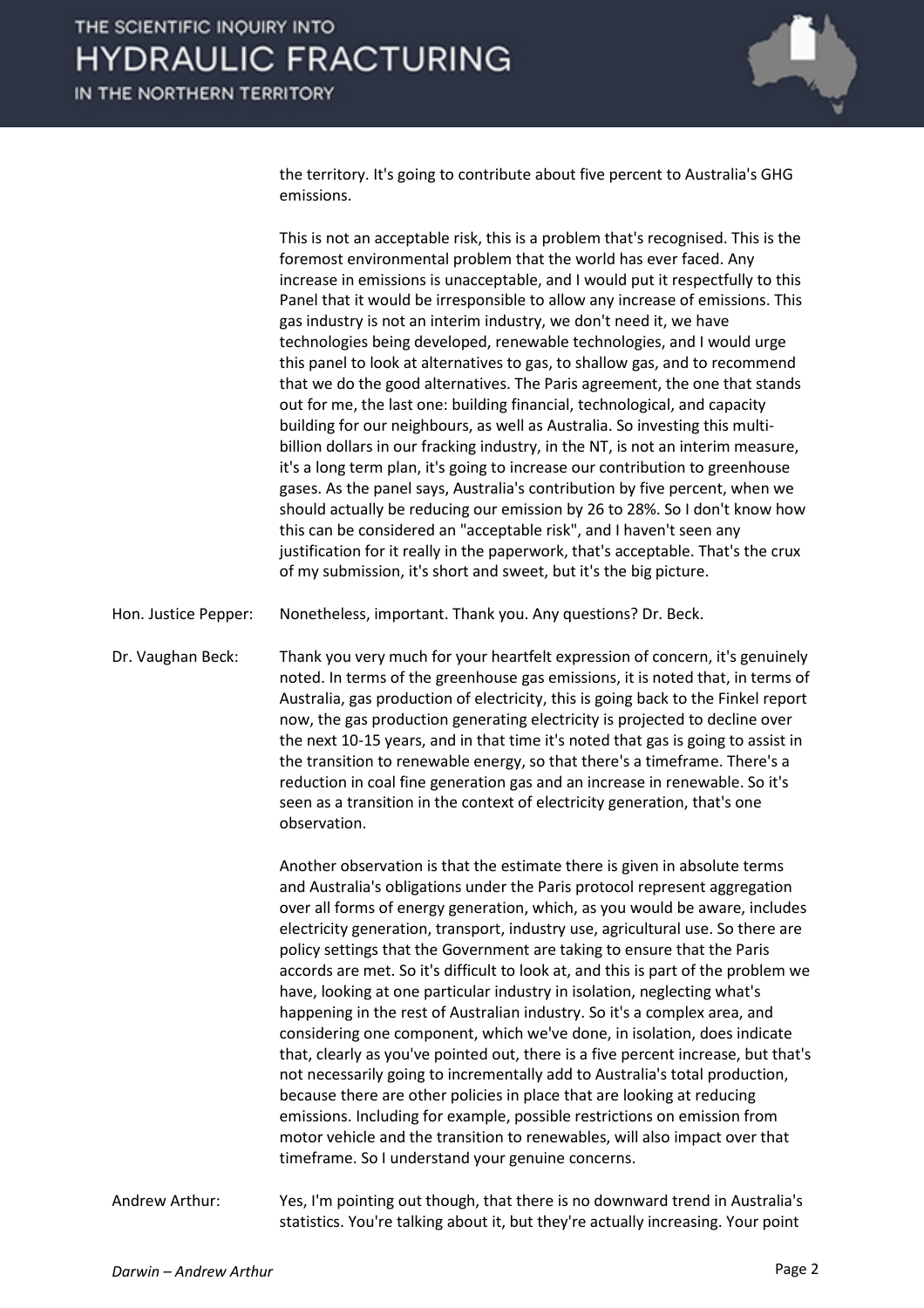the territory. It's going to contribute about five percent to Australia's GHG emissions.

This is not an acceptable risk, this is a problem that's recognised. This is the foremost environmental problem that the world has ever faced. Any increase in emissions is unacceptable, and I would put it respectfully to this Panel that it would be irresponsible to allow any increase of emissions. This gas industry is not an interim industry, we don't need it, we have technologies being developed, renewable technologies, and I would urge this panel to look at alternatives to gas, to shallow gas, and to recommend that we do the good alternatives. The Paris agreement, the one that stands out for me, the last one: building financial, technological, and capacity building for our neighbours, as well as Australia. So investing this multi-billion dollars in our fracking industry, in the NT, is not an interim measure, it's a long term plan, it's going to increase our contribution to greenhouse gases. As the panel says, Australia's contribution by five percent, when we should actually be reducing our emission by 26 to 28%. So I don't know how this can be considered an "acceptable risk", and I haven't seen any justification for it really in the paperwork, that's acceptable. That's the crux of my submission, it's short and sweet, but it's the big picture.

Hon. Justice Pepper: Nonetheless, important. Thank you. Any questions? Dr. Beck.

Dr. Vaughan Beck: Thank you very much for your heartfelt expression of concern, it's genuinely noted. In terms of the greenhouse gas emissions, it is noted that, in terms of Australia, gas production of electricity, this is going back to the Finkel report now, the gas production generating electricity is projected to decline over the next 10-15 years, and in that time it's noted that gas is going to assist in the transition to renewable energy, so that there's a timeframe. There's a reduction in coal fine generation gas and an increase in renewable. So it's seen as a transition in the context of electricity generation, that's one observation.

Another observation is that the estimate there is given in absolute terms and Australia's obligations under the Paris protocol represent aggregation over all forms of energy generation, which, as you would be aware, includes electricity generation, transport, industry use, agricultural use. So there are policy settings that the Government are taking to ensure that the Paris accords are met. So it's difficult to look at, and this is part of the problem we have, looking at one particular industry in isolation, neglecting what's happening in the rest of Australian industry. So it's a complex area, and considering one component, which we've done, in isolation, does indicate that, clearly as you've pointed out, there is a five percent increase, but that's not necessarily going to incrementally add to Australia's total production, because there are other policies in place that are looking at reducing emissions. Including for example, possible restrictions on emission from motor vehicle and the transition to renewables, will also impact over that timeframe. So I understand your genuine concerns.

Andrew Arthur: Yes, I'm pointing out though, that there is no downward trend in Australia's statistics. You're talking about it, but they're actually increasing. Your point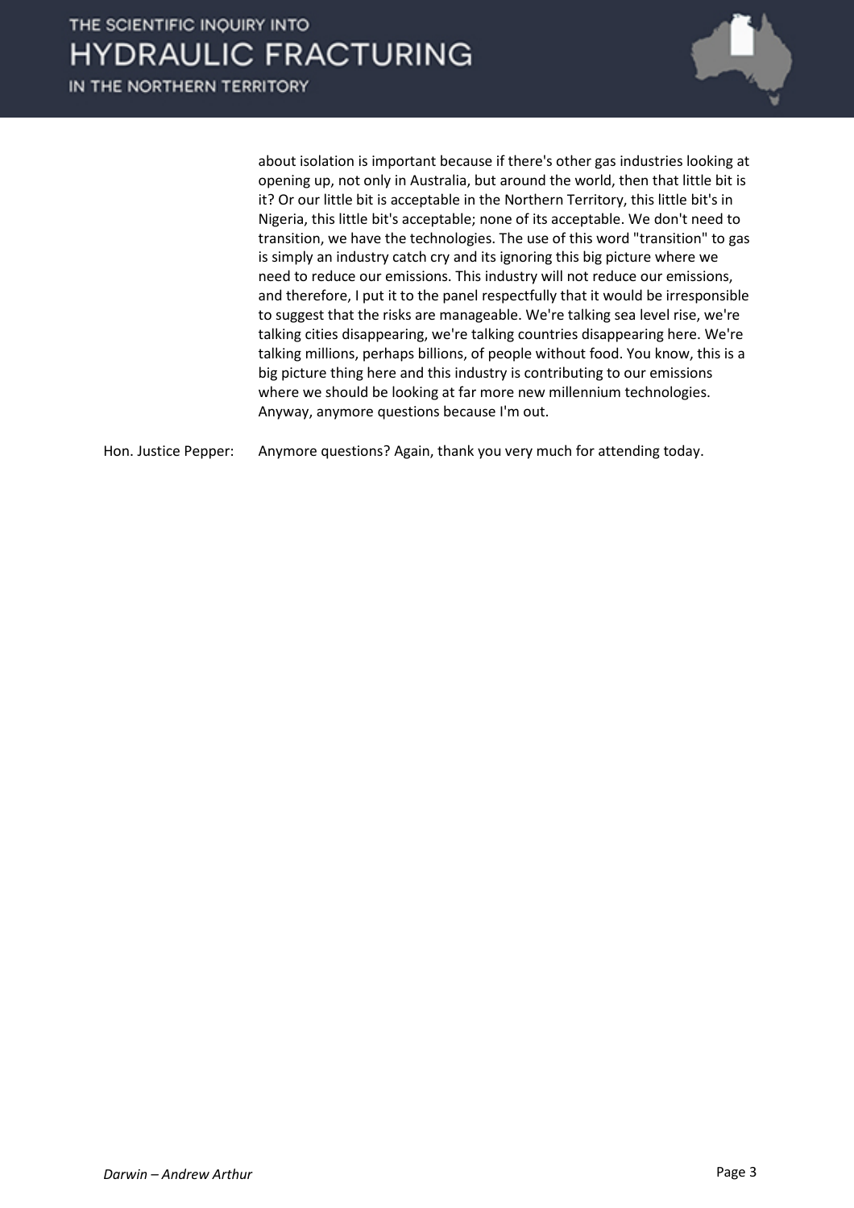about isolation is important because if there's other gas industries looking at opening up, not only in Australia, but around the world, then that little bit is it? Or our little bit is acceptable in the Northern Territory, this little bit's in Nigeria, this little bit's acceptable; none of its acceptable. We don't need to transition, we have the technologies. The use of this word "transition" to gas is simply an industry catch cry and its ignoring this big picture where we need to reduce our emissions. This industry will not reduce our emissions, and therefore, I put it to the panel respectfully that it would be irresponsible to suggest that the risks are manageable. We're talking sea level rise, we're talking cities disappearing, we're talking countries disappearing here. We're talking millions, perhaps billions, of people without food. You know, this is a big picture thing here and this industry is contributing to our emissions where we should be looking at far more new millennium technologies. Anyway, anymore questions because I'm out.

Hon. Justice Pepper: Anymore questions? Again, thank you very much for attending today.